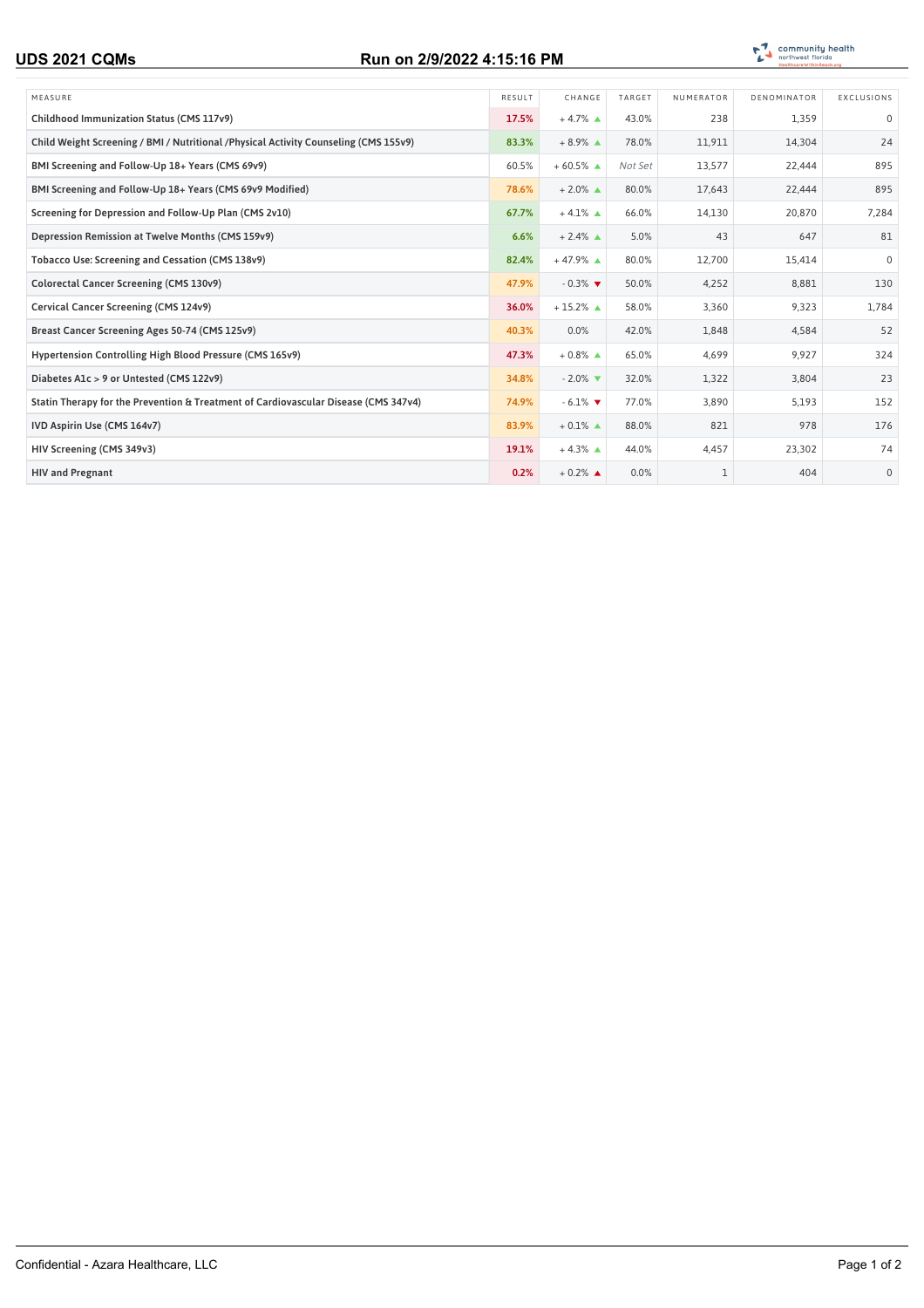**UDS 2021 CQMs** **Run on 2/9/2022 4:15:16 PM**

| MEASURE | RESULT | CHANGE | TARGET | NUMERATOR | DENOMINATOR | EXCLUSIONS |
|---|---|---|---|---|---|---|
| Childhood Immunization Status (CMS 117v9) | 17.5% | + 4.7% ▲ | 43.0% | 238 | 1,359 | 0 |
| Child Weight Screening / BMI / Nutritional /Physical Activity Counseling (CMS 155v9) | 83.3% | + 8.9% ▲ | 78.0% | 11,911 | 14,304 | 24 |
| BMI Screening and Follow-Up 18+ Years (CMS 69v9) | 60.5% | + 60.5% ▲ | *Not Set* | 13,577 | 22,444 | 895 |
| BMI Screening and Follow-Up 18+ Years (CMS 69v9 Modified) | 78.6% | + 2.0% ▲ | 80.0% | 17,643 | 22,444 | 895 |
| Screening for Depression and Follow-Up Plan (CMS 2v10) | 67.7% | + 4.1% ▲ | 66.0% | 14,130 | 20,870 | 7,284 |
| Depression Remission at Twelve Months (CMS 159v9) | 6.6% | + 2.4% ▲ | 5.0% | 43 | 647 | 81 |
| Tobacco Use: Screening and Cessation (CMS 138v9) | 82.4% | + 47.9% ▲ | 80.0% | 12,700 | 15,414 | 0 |
| Colorectal Cancer Screening (CMS 130v9) | 47.9% | - 0.3% ▼ | 50.0% | 4,252 | 8,881 | 130 |
| Cervical Cancer Screening (CMS 124v9) | 36.0% | + 15.2% ▲ | 58.0% | 3,360 | 9,323 | 1,784 |
| Breast Cancer Screening Ages 50-74 (CMS 125v9) | 40.3% | 0.0% | 42.0% | 1,848 | 4,584 | 52 |
| Hypertension Controlling High Blood Pressure (CMS 165v9) | 47.3% | + 0.8% ▲ | 65.0% | 4,699 | 9,927 | 324 |
| Diabetes A1c > 9 or Untested (CMS 122v9) | 34.8% | - 2.0% ▼ | 32.0% | 1,322 | 3,804 | 23 |
| Statin Therapy for the Prevention & Treatment of Cardiovascular Disease (CMS 347v4) | 74.9% | - 6.1% ▼ | 77.0% | 3,890 | 5,193 | 152 |
| IVD Aspirin Use (CMS 164v7) | 83.9% | + 0.1% ▲ | 88.0% | 821 | 978 | 176 |
| HIV Screening (CMS 349v3) | 19.1% | + 4.3% ▲ | 44.0% | 4,457 | 23,302 | 74 |
| HIV and Pregnant | 0.2% | + 0.2% ▲ | 0.0% | 1 | 404 | 0 |

Confidential - Azara Healthcare, LLC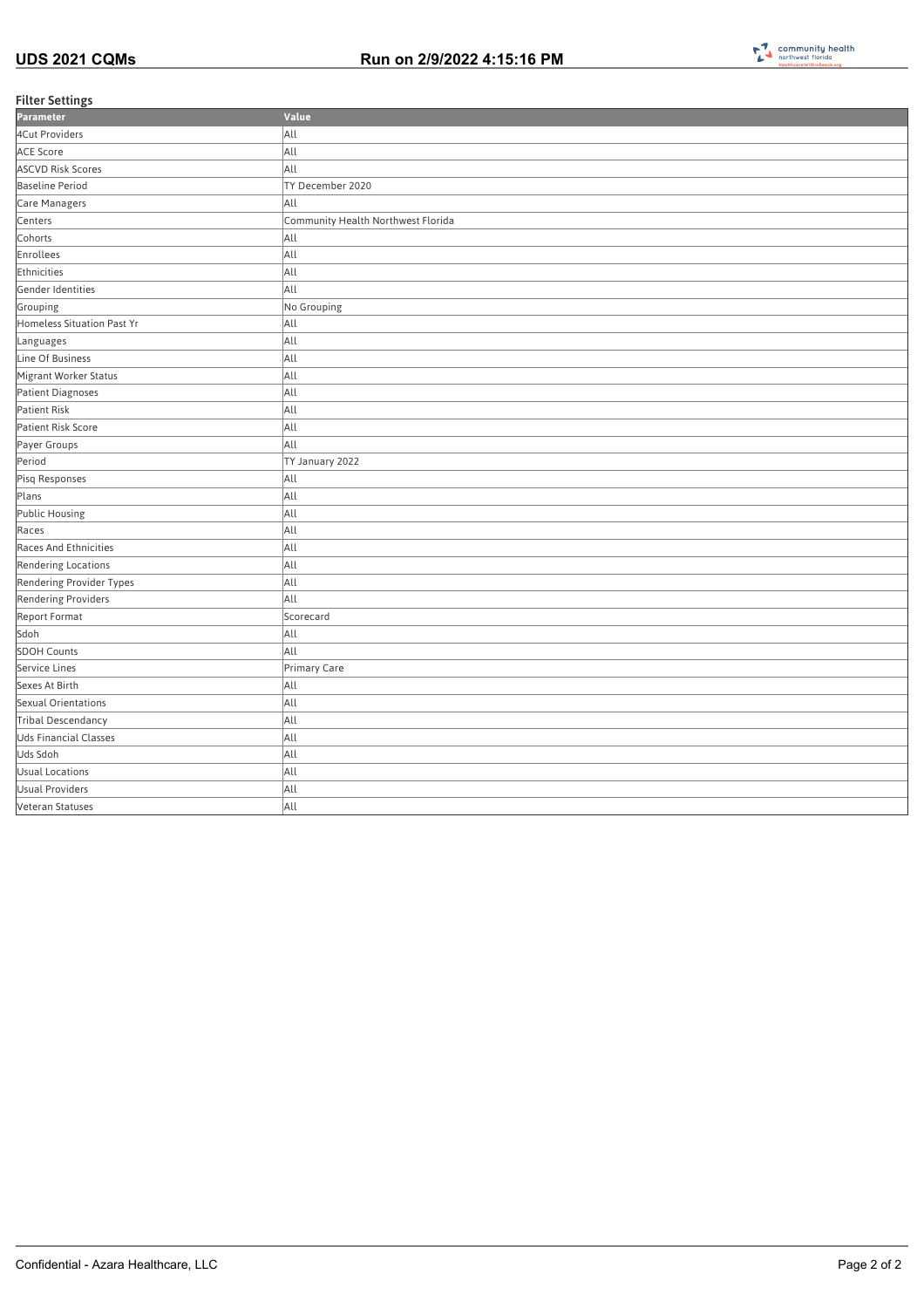## Filter Settings

| Parameter | Value |
| --- | --- |
| 4Cut Providers | All |
| ACE Score | All |
| ASCVD Risk Scores | All |
| Baseline Period | TY December 2020 |
| Care Managers | All |
| Centers | Community Health Northwest Florida |
| Cohorts | All |
| Enrollees | All |
| Ethnicities | All |
| Gender Identities | All |
| Grouping | No Grouping |
| Homeless Situation Past Yr | All |
| Languages | All |
| Line Of Business | All |
| Migrant Worker Status | All |
| Patient Diagnoses | All |
| Patient Risk | All |
| Patient Risk Score | All |
| Payer Groups | All |
| Period | TY January 2022 |
| Pisq Responses | All |
| Plans | All |
| Public Housing | All |
| Races | All |
| Races And Ethnicities | All |
| Rendering Locations | All |
| Rendering Provider Types | All |
| Rendering Providers | All |
| Report Format | Scorecard |
| Sdoh | All |
| SDOH Counts | All |
| Service Lines | Primary Care |
| Sexes At Birth | All |
| Sexual Orientations | All |
| Tribal Descendancy | All |
| Uds Financial Classes | All |
| Uds Sdoh | All |
| Usual Locations | All |
| Usual Providers | All |
| Veteran Statuses | All |